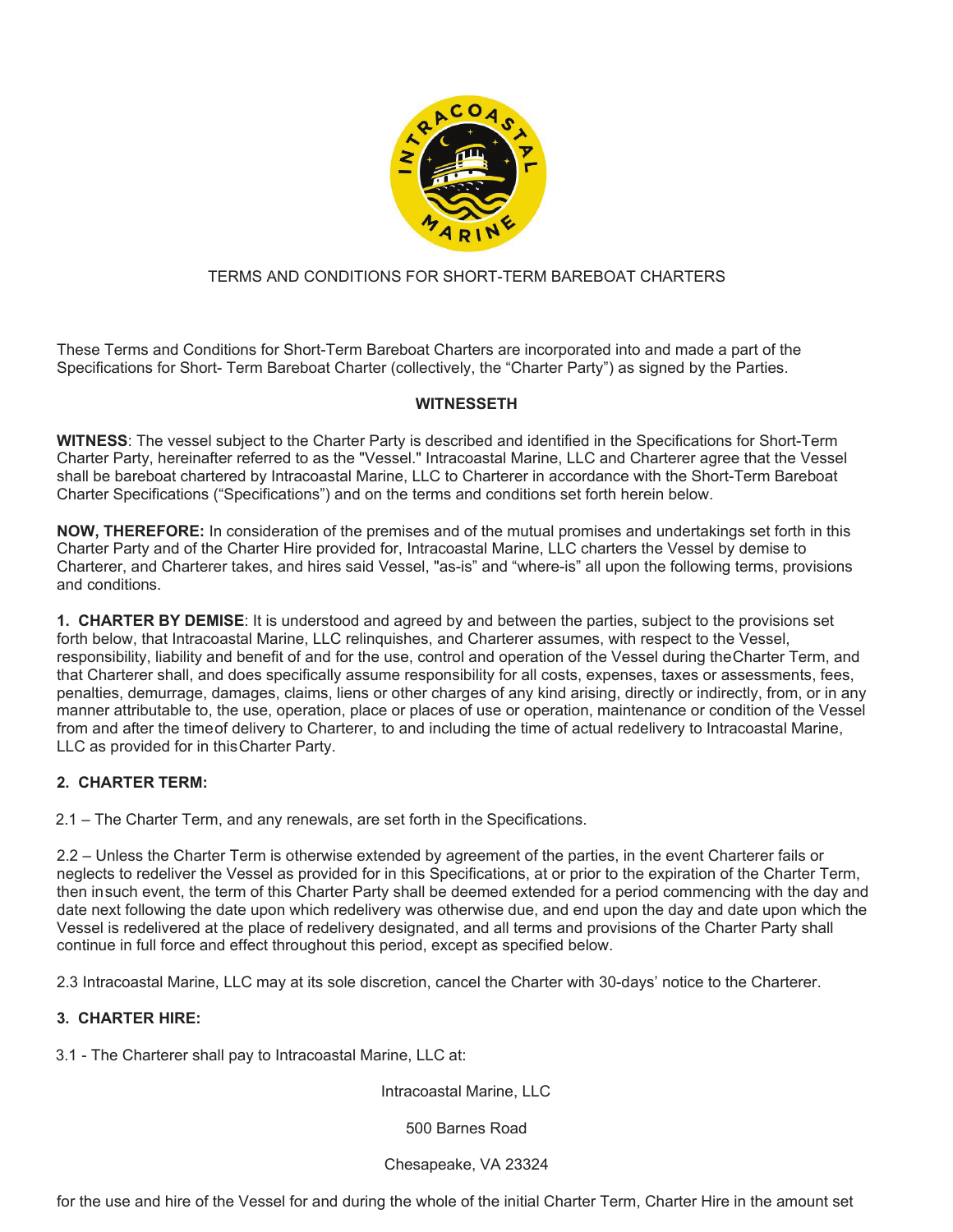TERMS AND CONDITIONS FOR SHORT-TERM BAREBOAT CHARTERS

These Terms and Conditions for Short-Term Bareboat Charters are incorporated into and made a part of the Specifications for Short- Term Bareboat Charter (collectively, the "Charter Party") as signed by the Parties.

**WITNESSETH**

**WITNESS**: The vessel subject to the Charter Party is described and identified in the Specifications for Short-Term Charter Party, hereinafter referred to as the "Vessel." Intracoastal Marine, LLC and Charterer agree that the Vessel shall be bareboat chartered by Intracoastal Marine, LLC to Charterer in accordance with the Short-Term Bareboat Charter Specifications ("Specifications") and on the terms and conditions set forth herein below.

**NOW, THEREFORE:** In consideration of the premises and of the mutual promises and undertakings set forth in this Charter Party and of the Charter Hire provided for, Intracoastal Marine, LLC charters the Vessel by demise to Charterer, and Charterer takes, and hires said Vessel, "as-is" and "where-is" all upon the following terms, provisions and conditions.

**1. CHARTER BY DEMISE**: It is understood and agreed by and between the parties, subject to the provisions set forth below, that Intracoastal Marine, LLC relinquishes, and Charterer assumes, with respect to the Vessel, responsibility, liability and benefit of and for the use, control and operation of the Vessel during the Charter Term, and that Charterer shall, and does specifically assume responsibility for all costs, expenses, taxes or assessments, fees, penalties, demurrage, damages, claims, liens or other charges of any kind arising, directly or indirectly, from, or in any manner attributable to, the use, operation, place or places of use or operation, maintenance or condition of the Vessel from and after the time of delivery to Charterer, to and including the time of actual redelivery to Intracoastal Marine, LLC as provided for in this Charter Party.

**2. CHARTER TERM:**

2.1 – The Charter Term, and any renewals, are set forth in the Specifications.

2.2 – Unless the Charter Term is otherwise extended by agreement of the parties, in the event Charterer fails or neglects to redeliver the Vessel as provided for in this Specifications, at or prior to the expiration of the Charter Term, then in such event, the term of this Charter Party shall be deemed extended for a period commencing with the day and date next following the date upon which redelivery was otherwise due, and end upon the day and date upon which the Vessel is redelivered at the place of redelivery designated, and all terms and provisions of the Charter Party shall continue in full force and effect throughout this period, except as specified below.

2.3 Intracoastal Marine, LLC may at its sole discretion, cancel the Charter with 30-days' notice to the Charterer.

**3. CHARTER HIRE:**

3.1 - The Charterer shall pay to Intracoastal Marine, LLC at:

Intracoastal Marine, LLC

500 Barnes Road

Chesapeake, VA 23324

for the use and hire of the Vessel for and during the whole of the initial Charter Term, Charter Hire in the amount set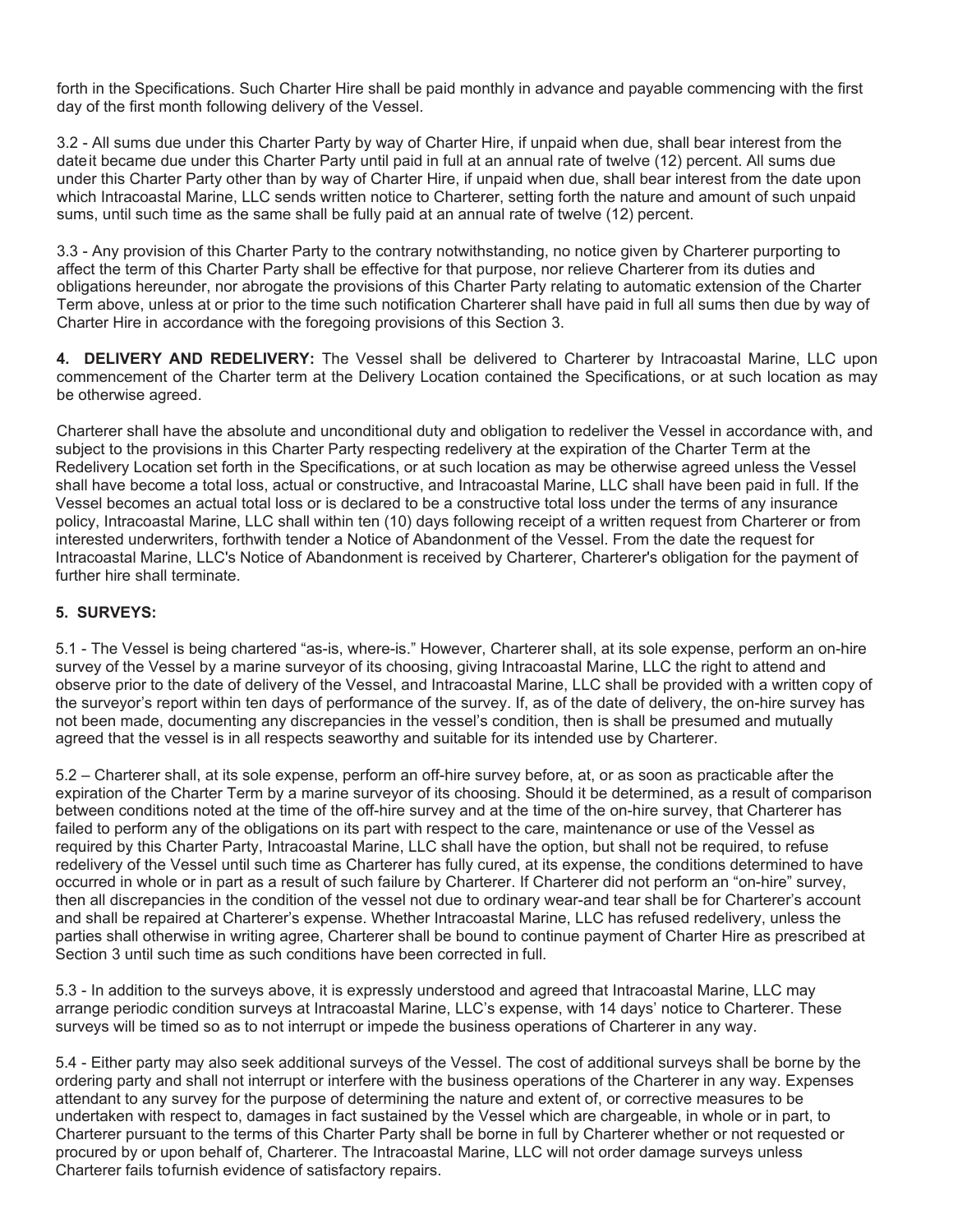forth in the Specifications. Such Charter Hire shall be paid monthly in advance and payable commencing with the first day of the first month following delivery of the Vessel.

3.2 - All sums due under this Charter Party by way of Charter Hire, if unpaid when due, shall bear interest from the dateit became due under this Charter Party until paid in full at an annual rate of twelve (12) percent. All sums due under this Charter Party other than by way of Charter Hire, if unpaid when due, shall bear interest from the date upon which Intracoastal Marine, LLC sends written notice to Charterer, setting forth the nature and amount of such unpaid sums, until such time as the same shall be fully paid at an annual rate of twelve (12) percent.

3.3 - Any provision of this Charter Party to the contrary notwithstanding, no notice given by Charterer purporting to affect the term of this Charter Party shall be effective for that purpose, nor relieve Charterer from its duties and obligations hereunder, nor abrogate the provisions of this Charter Party relating to automatic extension of the Charter Term above, unless at or prior to the time such notification Charterer shall have paid in full all sums then due by way of Charter Hire in accordance with the foregoing provisions of this Section 3.

**4. DELIVERY AND REDELIVERY:** The Vessel shall be delivered to Charterer by Intracoastal Marine, LLC upon commencement of the Charter term at the Delivery Location contained the Specifications, or at such location as may be otherwise agreed.

Charterer shall have the absolute and unconditional duty and obligation to redeliver the Vessel in accordance with, and subject to the provisions in this Charter Party respecting redelivery at the expiration of the Charter Term at the Redelivery Location set forth in the Specifications, or at such location as may be otherwise agreed unless the Vessel shall have become a total loss, actual or constructive, and Intracoastal Marine, LLC shall have been paid in full. If the Vessel becomes an actual total loss or is declared to be a constructive total loss under the terms of any insurance policy, Intracoastal Marine, LLC shall within ten (10) days following receipt of a written request from Charterer or from interested underwriters, forthwith tender a Notice of Abandonment of the Vessel. From the date the request for Intracoastal Marine, LLC's Notice of Abandonment is received by Charterer, Charterer's obligation for the payment of further hire shall terminate.

**5. SURVEYS:**

5.1 - The Vessel is being chartered "as-is, where-is." However, Charterer shall, at its sole expense, perform an on-hire survey of the Vessel by a marine surveyor of its choosing, giving Intracoastal Marine, LLC the right to attend and observe prior to the date of delivery of the Vessel, and Intracoastal Marine, LLC shall be provided with a written copy of the surveyor's report within ten days of performance of the survey. If, as of the date of delivery, the on-hire survey has not been made, documenting any discrepancies in the vessel's condition, then is shall be presumed and mutually agreed that the vessel is in all respects seaworthy and suitable for its intended use by Charterer.

5.2 – Charterer shall, at its sole expense, perform an off-hire survey before, at, or as soon as practicable after the expiration of the Charter Term by a marine surveyor of its choosing. Should it be determined, as a result of comparison between conditions noted at the time of the off-hire survey and at the time of the on-hire survey, that Charterer has failed to perform any of the obligations on its part with respect to the care, maintenance or use of the Vessel as required by this Charter Party, Intracoastal Marine, LLC shall have the option, but shall not be required, to refuse redelivery of the Vessel until such time as Charterer has fully cured, at its expense, the conditions determined to have occurred in whole or in part as a result of such failure by Charterer. If Charterer did not perform an "on-hire" survey, then all discrepancies in the condition of the vessel not due to ordinary wear-and tear shall be for Charterer's account and shall be repaired at Charterer's expense. Whether Intracoastal Marine, LLC has refused redelivery, unless the parties shall otherwise in writing agree, Charterer shall be bound to continue payment of Charter Hire as prescribed at Section 3 until such time as such conditions have been corrected in full.

5.3 - In addition to the surveys above, it is expressly understood and agreed that Intracoastal Marine, LLC may arrange periodic condition surveys at Intracoastal Marine, LLC's expense, with 14 days' notice to Charterer. These surveys will be timed so as to not interrupt or impede the business operations of Charterer in any way.

5.4 - Either party may also seek additional surveys of the Vessel. The cost of additional surveys shall be borne by the ordering party and shall not interrupt or interfere with the business operations of the Charterer in any way. Expenses attendant to any survey for the purpose of determining the nature and extent of, or corrective measures to be undertaken with respect to, damages in fact sustained by the Vessel which are chargeable, in whole or in part, to Charterer pursuant to the terms of this Charter Party shall be borne in full by Charterer whether or not requested or procured by or upon behalf of, Charterer. The Intracoastal Marine, LLC will not order damage surveys unless Charterer fails tofurnish evidence of satisfactory repairs.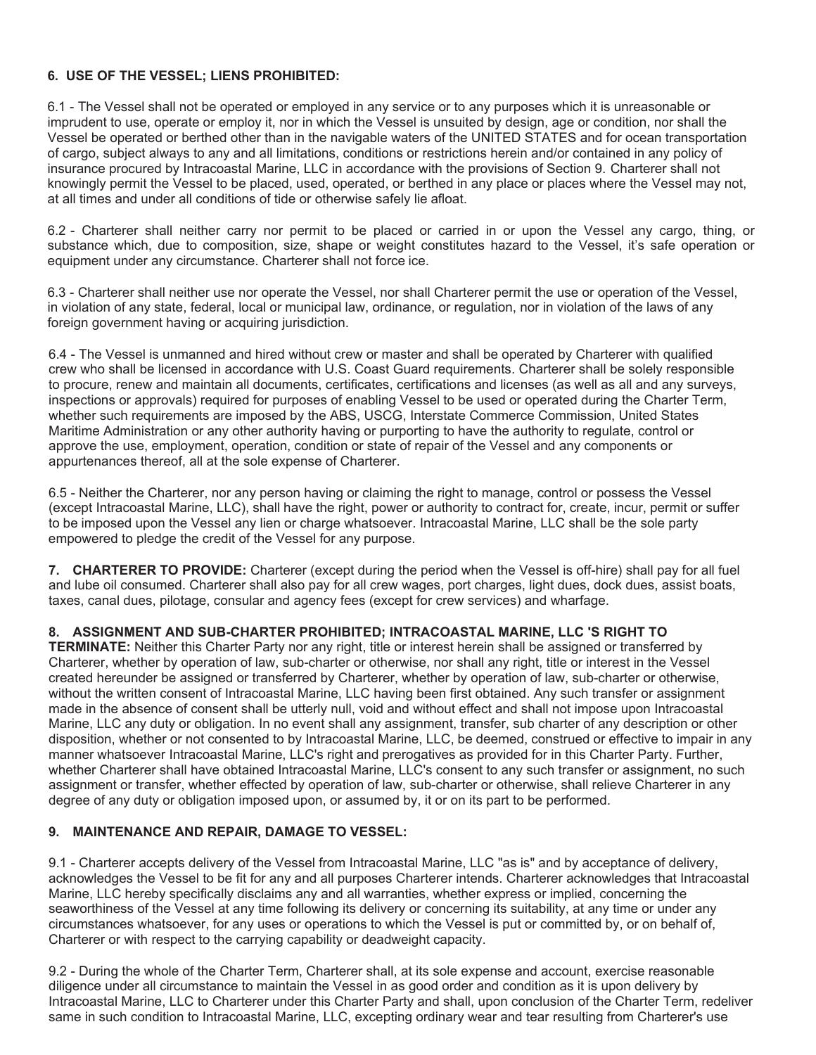**6. USE OF THE VESSEL; LIENS PROHIBITED:**

6.1 - The Vessel shall not be operated or employed in any service or to any purposes which it is unreasonable or imprudent to use, operate or employ it, nor in which the Vessel is unsuited by design, age or condition, nor shall the Vessel be operated or berthed other than in the navigable waters of the UNITED STATES and for ocean transportation of cargo, subject always to any and all limitations, conditions or restrictions herein and/or contained in any policy of insurance procured by Intracoastal Marine, LLC in accordance with the provisions of Section 9. Charterer shall not knowingly permit the Vessel to be placed, used, operated, or berthed in any place or places where the Vessel may not, at all times and under all conditions of tide or otherwise safely lie afloat.

6.2 - Charterer shall neither carry nor permit to be placed or carried in or upon the Vessel any cargo, thing, or substance which, due to composition, size, shape or weight constitutes hazard to the Vessel, it's safe operation or equipment under any circumstance. Charterer shall not force ice.

6.3 - Charterer shall neither use nor operate the Vessel, nor shall Charterer permit the use or operation of the Vessel, in violation of any state, federal, local or municipal law, ordinance, or regulation, nor in violation of the laws of any foreign government having or acquiring jurisdiction.

6.4 - The Vessel is unmanned and hired without crew or master and shall be operated by Charterer with qualified crew who shall be licensed in accordance with U.S. Coast Guard requirements. Charterer shall be solely responsible to procure, renew and maintain all documents, certificates, certifications and licenses (as well as all and any surveys, inspections or approvals) required for purposes of enabling Vessel to be used or operated during the Charter Term, whether such requirements are imposed by the ABS, USCG, Interstate Commerce Commission, United States Maritime Administration or any other authority having or purporting to have the authority to regulate, control or approve the use, employment, operation, condition or state of repair of the Vessel and any components or appurtenances thereof, all at the sole expense of Charterer.

6.5 - Neither the Charterer, nor any person having or claiming the right to manage, control or possess the Vessel (except Intracoastal Marine, LLC), shall have the right, power or authority to contract for, create, incur, permit or suffer to be imposed upon the Vessel any lien or charge whatsoever. Intracoastal Marine, LLC shall be the sole party empowered to pledge the credit of the Vessel for any purpose.

**7. CHARTERER TO PROVIDE:** Charterer (except during the period when the Vessel is off-hire) shall pay for all fuel and lube oil consumed. Charterer shall also pay for all crew wages, port charges, light dues, dock dues, assist boats, taxes, canal dues, pilotage, consular and agency fees (except for crew services) and wharfage.

**8. ASSIGNMENT AND SUB-CHARTER PROHIBITED; INTRACOASTAL MARINE, LLC 'S RIGHT TO TERMINATE:** Neither this Charter Party nor any right, title or interest herein shall be assigned or transferred by Charterer, whether by operation of law, sub-charter or otherwise, nor shall any right, title or interest in the Vessel created hereunder be assigned or transferred by Charterer, whether by operation of law, sub-charter or otherwise, without the written consent of Intracoastal Marine, LLC having been first obtained. Any such transfer or assignment made in the absence of consent shall be utterly null, void and without effect and shall not impose upon Intracoastal Marine, LLC any duty or obligation. In no event shall any assignment, transfer, sub charter of any description or other disposition, whether or not consented to by Intracoastal Marine, LLC, be deemed, construed or effective to impair in any manner whatsoever Intracoastal Marine, LLC's right and prerogatives as provided for in this Charter Party. Further, whether Charterer shall have obtained Intracoastal Marine, LLC's consent to any such transfer or assignment, no such assignment or transfer, whether effected by operation of law, sub-charter or otherwise, shall relieve Charterer in any degree of any duty or obligation imposed upon, or assumed by, it or on its part to be performed.

**9. MAINTENANCE AND REPAIR, DAMAGE TO VESSEL:**

9.1 - Charterer accepts delivery of the Vessel from Intracoastal Marine, LLC "as is" and by acceptance of delivery, acknowledges the Vessel to be fit for any and all purposes Charterer intends. Charterer acknowledges that Intracoastal Marine, LLC hereby specifically disclaims any and all warranties, whether express or implied, concerning the seaworthiness of the Vessel at any time following its delivery or concerning its suitability, at any time or under any circumstances whatsoever, for any uses or operations to which the Vessel is put or committed by, or on behalf of, Charterer or with respect to the carrying capability or deadweight capacity.

9.2 - During the whole of the Charter Term, Charterer shall, at its sole expense and account, exercise reasonable diligence under all circumstance to maintain the Vessel in as good order and condition as it is upon delivery by Intracoastal Marine, LLC to Charterer under this Charter Party and shall, upon conclusion of the Charter Term, redeliver same in such condition to Intracoastal Marine, LLC, excepting ordinary wear and tear resulting from Charterer's use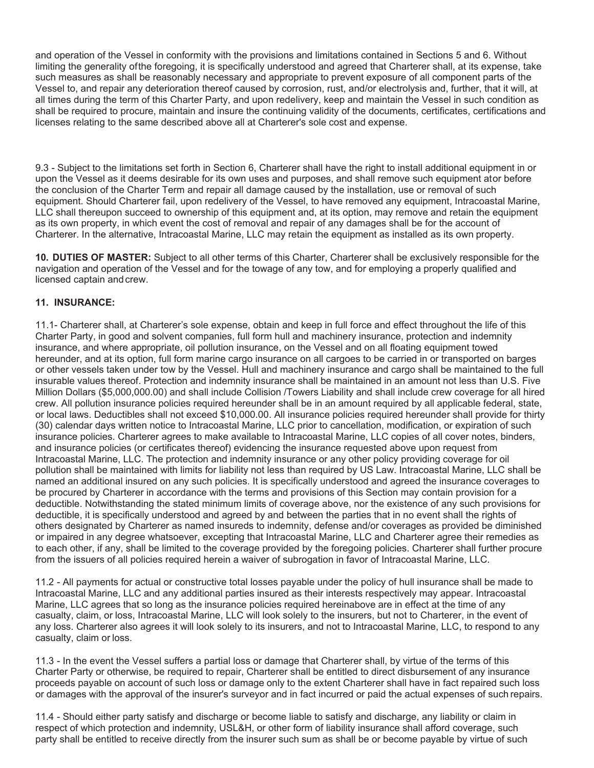and operation of the Vessel in conformity with the provisions and limitations contained in Sections 5 and 6. Without limiting the generality ofthe foregoing, it is specifically understood and agreed that Charterer shall, at its expense, take such measures as shall be reasonably necessary and appropriate to prevent exposure of all component parts of the Vessel to, and repair any deterioration thereof caused by corrosion, rust, and/or electrolysis and, further, that it will, at all times during the term of this Charter Party, and upon redelivery, keep and maintain the Vessel in such condition as shall be required to procure, maintain and insure the continuing validity of the documents, certificates, certifications and licenses relating to the same described above all at Charterer's sole cost and expense.

9.3 - Subject to the limitations set forth in Section 6, Charterer shall have the right to install additional equipment in or upon the Vessel as it deems desirable for its own uses and purposes, and shall remove such equipment ator before the conclusion of the Charter Term and repair all damage caused by the installation, use or removal of such equipment. Should Charterer fail, upon redelivery of the Vessel, to have removed any equipment, Intracoastal Marine, LLC shall thereupon succeed to ownership of this equipment and, at its option, may remove and retain the equipment as its own property, in which event the cost of removal and repair of any damages shall be for the account of Charterer. In the alternative, Intracoastal Marine, LLC may retain the equipment as installed as its own property.

**10. DUTIES OF MASTER:** Subject to all other terms of this Charter, Charterer shall be exclusively responsible for the navigation and operation of the Vessel and for the towage of any tow, and for employing a properly qualified and licensed captain andcrew.

**11. INSURANCE:**

11.1- Charterer shall, at Charterer's sole expense, obtain and keep in full force and effect throughout the life of this Charter Party, in good and solvent companies, full form hull and machinery insurance, protection and indemnity insurance, and where appropriate, oil pollution insurance, on the Vessel and on all floating equipment towed hereunder, and at its option, full form marine cargo insurance on all cargoes to be carried in or transported on barges or other vessels taken under tow by the Vessel. Hull and machinery insurance and cargo shall be maintained to the full insurable values thereof. Protection and indemnity insurance shall be maintained in an amount not less than U.S. Five Million Dollars ($5,000,000.00) and shall include Collision /Towers Liability and shall include crew coverage for all hired crew. All pollution insurance policies required hereunder shall be in an amount required by all applicable federal, state, or local laws. Deductibles shall not exceed $10,000.00. All insurance policies required hereunder shall provide for thirty (30) calendar days written notice to Intracoastal Marine, LLC prior to cancellation, modification, or expiration of such insurance policies. Charterer agrees to make available to Intracoastal Marine, LLC copies of all cover notes, binders, and insurance policies (or certificates thereof) evidencing the insurance requested above upon request from Intracoastal Marine, LLC. The protection and indemnity insurance or any other policy providing coverage for oil pollution shall be maintained with limits for liability not less than required by US Law. Intracoastal Marine, LLC shall be named an additional insured on any such policies. It is specifically understood and agreed the insurance coverages to be procured by Charterer in accordance with the terms and provisions of this Section may contain provision for a deductible. Notwithstanding the stated minimum limits of coverage above, nor the existence of any such provisions for deductible, it is specifically understood and agreed by and between the parties that in no event shall the rights of others designated by Charterer as named insureds to indemnity, defense and/or coverages as provided be diminished or impaired in any degree whatsoever, excepting that Intracoastal Marine, LLC and Charterer agree their remedies as to each other, if any, shall be limited to the coverage provided by the foregoing policies. Charterer shall further procure from the issuers of all policies required herein a waiver of subrogation in favor of Intracoastal Marine, LLC.

11.2 - All payments for actual or constructive total losses payable under the policy of hull insurance shall be made to Intracoastal Marine, LLC and any additional parties insured as their interests respectively may appear. Intracoastal Marine, LLC agrees that so long as the insurance policies required hereinabove are in effect at the time of any casualty, claim, or loss, Intracoastal Marine, LLC will look solely to the insurers, but not to Charterer, in the event of any loss. Charterer also agrees it will look solely to its insurers, and not to Intracoastal Marine, LLC, to respond to any casualty, claim or loss.

11.3 - In the event the Vessel suffers a partial loss or damage that Charterer shall, by virtue of the terms of this Charter Party or otherwise, be required to repair, Charterer shall be entitled to direct disbursement of any insurance proceeds payable on account of such loss or damage only to the extent Charterer shall have in fact repaired such loss or damages with the approval of the insurer's surveyor and in fact incurred or paid the actual expenses of such repairs.

11.4 - Should either party satisfy and discharge or become liable to satisfy and discharge, any liability or claim in respect of which protection and indemnity, USL&H, or other form of liability insurance shall afford coverage, such party shall be entitled to receive directly from the insurer such sum as shall be or become payable by virtue of such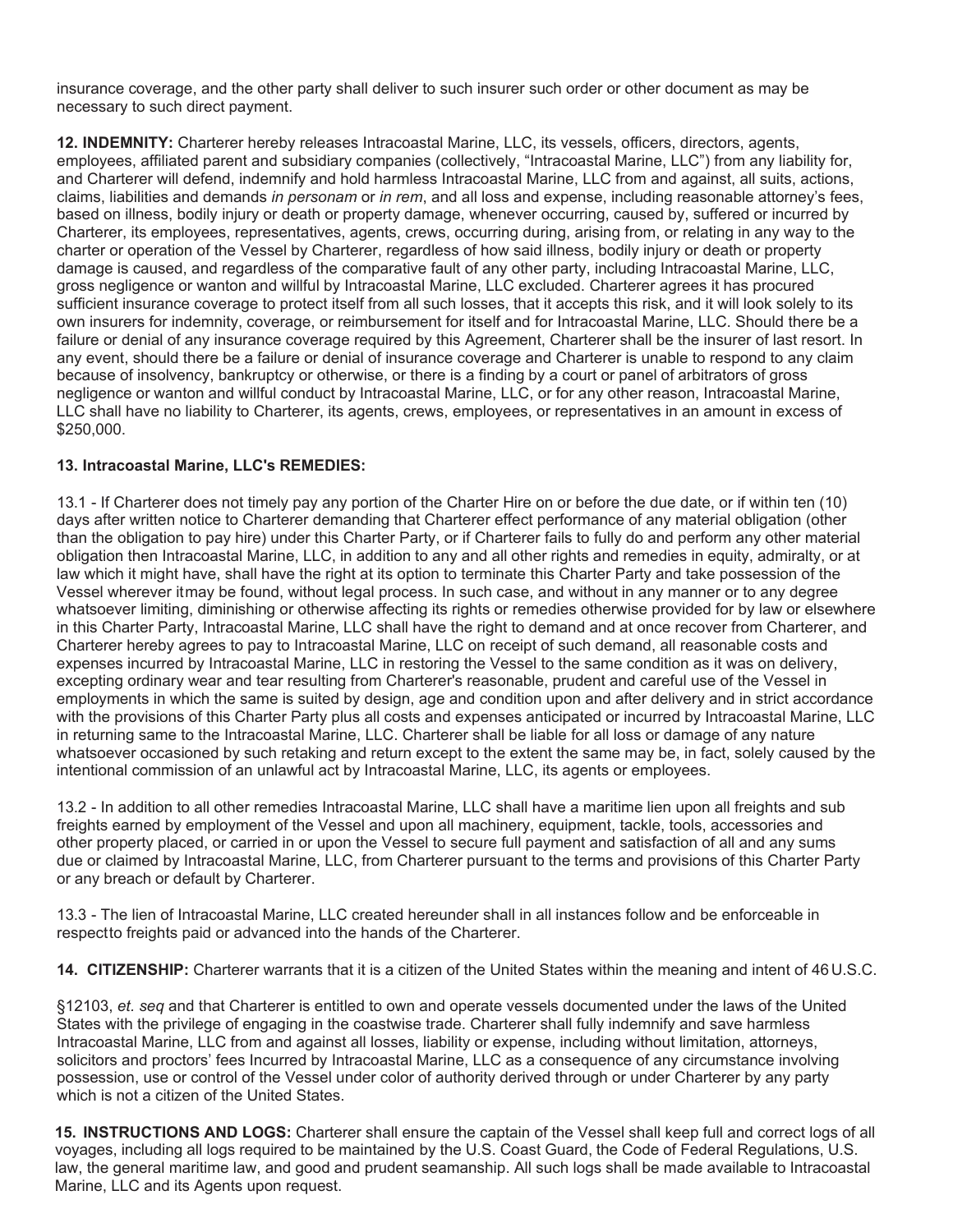insurance coverage, and the other party shall deliver to such insurer such order or other document as may be necessary to such direct payment.

**12. INDEMNITY:** Charterer hereby releases Intracoastal Marine, LLC, its vessels, officers, directors, agents, employees, affiliated parent and subsidiary companies (collectively, "Intracoastal Marine, LLC") from any liability for, and Charterer will defend, indemnify and hold harmless Intracoastal Marine, LLC from and against, all suits, actions, claims, liabilities and demands *in personam* or *in rem*, and all loss and expense, including reasonable attorney's fees, based on illness, bodily injury or death or property damage, whenever occurring, caused by, suffered or incurred by Charterer, its employees, representatives, agents, crews, occurring during, arising from, or relating in any way to the charter or operation of the Vessel by Charterer, regardless of how said illness, bodily injury or death or property damage is caused, and regardless of the comparative fault of any other party, including Intracoastal Marine, LLC, gross negligence or wanton and willful by Intracoastal Marine, LLC excluded. Charterer agrees it has procured sufficient insurance coverage to protect itself from all such losses, that it accepts this risk, and it will look solely to its own insurers for indemnity, coverage, or reimbursement for itself and for Intracoastal Marine, LLC. Should there be a failure or denial of any insurance coverage required by this Agreement, Charterer shall be the insurer of last resort. In any event, should there be a failure or denial of insurance coverage and Charterer is unable to respond to any claim because of insolvency, bankruptcy or otherwise, or there is a finding by a court or panel of arbitrators of gross negligence or wanton and willful conduct by Intracoastal Marine, LLC, or for any other reason, Intracoastal Marine, LLC shall have no liability to Charterer, its agents, crews, employees, or representatives in an amount in excess of $250,000.

**13. Intracoastal Marine, LLC's REMEDIES:**

13.1 - If Charterer does not timely pay any portion of the Charter Hire on or before the due date, or if within ten (10) days after written notice to Charterer demanding that Charterer effect performance of any material obligation (other than the obligation to pay hire) under this Charter Party, or if Charterer fails to fully do and perform any other material obligation then Intracoastal Marine, LLC, in addition to any and all other rights and remedies in equity, admiralty, or at law which it might have, shall have the right at its option to terminate this Charter Party and take possession of the Vessel wherever itmay be found, without legal process. In such case, and without in any manner or to any degree whatsoever limiting, diminishing or otherwise affecting its rights or remedies otherwise provided for by law or elsewhere in this Charter Party, Intracoastal Marine, LLC shall have the right to demand and at once recover from Charterer, and Charterer hereby agrees to pay to Intracoastal Marine, LLC on receipt of such demand, all reasonable costs and expenses incurred by Intracoastal Marine, LLC in restoring the Vessel to the same condition as it was on delivery, excepting ordinary wear and tear resulting from Charterer's reasonable, prudent and careful use of the Vessel in employments in which the same is suited by design, age and condition upon and after delivery and in strict accordance with the provisions of this Charter Party plus all costs and expenses anticipated or incurred by Intracoastal Marine, LLC in returning same to the Intracoastal Marine, LLC. Charterer shall be liable for all loss or damage of any nature whatsoever occasioned by such retaking and return except to the extent the same may be, in fact, solely caused by the intentional commission of an unlawful act by Intracoastal Marine, LLC, its agents or employees.

13.2 - In addition to all other remedies Intracoastal Marine, LLC shall have a maritime lien upon all freights and sub freights earned by employment of the Vessel and upon all machinery, equipment, tackle, tools, accessories and other property placed, or carried in or upon the Vessel to secure full payment and satisfaction of all and any sums due or claimed by Intracoastal Marine, LLC, from Charterer pursuant to the terms and provisions of this Charter Party or any breach or default by Charterer.

13.3 - The lien of Intracoastal Marine, LLC created hereunder shall in all instances follow and be enforceable in respectto freights paid or advanced into the hands of the Charterer.

**14. CITIZENSHIP:** Charterer warrants that it is a citizen of the United States within the meaning and intent of 46 U.S.C.

§12103, *et. seq* and that Charterer is entitled to own and operate vessels documented under the laws of the United States with the privilege of engaging in the coastwise trade. Charterer shall fully indemnify and save harmless Intracoastal Marine, LLC from and against all losses, liability or expense, including without limitation, attorneys, solicitors and proctors' fees Incurred by Intracoastal Marine, LLC as a consequence of any circumstance involving possession, use or control of the Vessel under color of authority derived through or under Charterer by any party which is not a citizen of the United States.

**15. INSTRUCTIONS AND LOGS:** Charterer shall ensure the captain of the Vessel shall keep full and correct logs of all voyages, including all logs required to be maintained by the U.S. Coast Guard, the Code of Federal Regulations, U.S. law, the general maritime law, and good and prudent seamanship. All such logs shall be made available to Intracoastal Marine, LLC and its Agents upon request.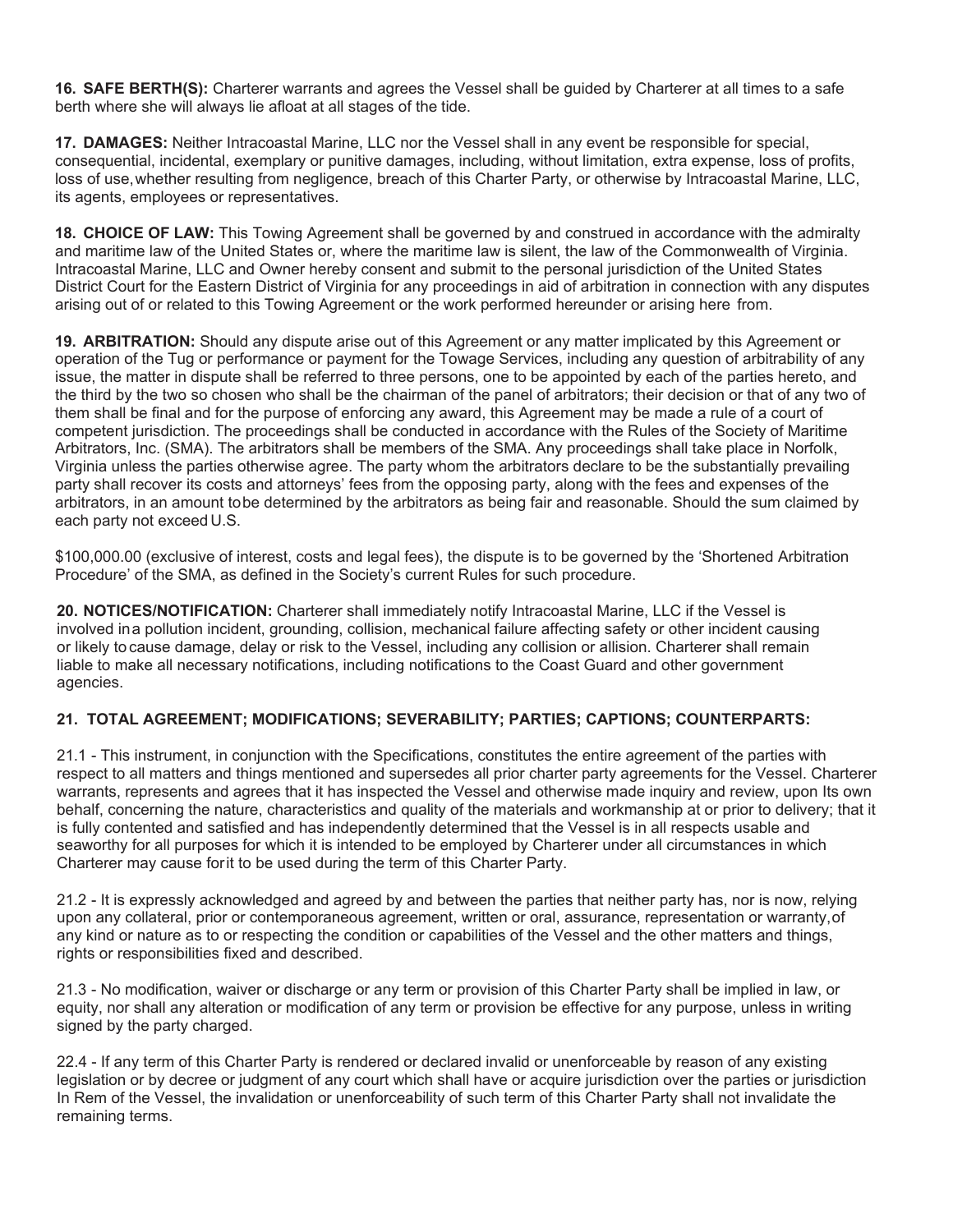**16. SAFE BERTH(S):** Charterer warrants and agrees the Vessel shall be guided by Charterer at all times to a safe berth where she will always lie afloat at all stages of the tide.

**17. DAMAGES:** Neither Intracoastal Marine, LLC nor the Vessel shall in any event be responsible for special, consequential, incidental, exemplary or punitive damages, including, without limitation, extra expense, loss of profits, loss of use, whether resulting from negligence, breach of this Charter Party, or otherwise by Intracoastal Marine, LLC, its agents, employees or representatives.

**18. CHOICE OF LAW:** This Towing Agreement shall be governed by and construed in accordance with the admiralty and maritime law of the United States or, where the maritime law is silent, the law of the Commonwealth of Virginia. Intracoastal Marine, LLC and Owner hereby consent and submit to the personal jurisdiction of the United States District Court for the Eastern District of Virginia for any proceedings in aid of arbitration in connection with any disputes arising out of or related to this Towing Agreement or the work performed hereunder or arising here from.

**19. ARBITRATION:** Should any dispute arise out of this Agreement or any matter implicated by this Agreement or operation of the Tug or performance or payment for the Towage Services, including any question of arbitrability of any issue, the matter in dispute shall be referred to three persons, one to be appointed by each of the parties hereto, and the third by the two so chosen who shall be the chairman of the panel of arbitrators; their decision or that of any two of them shall be final and for the purpose of enforcing any award, this Agreement may be made a rule of a court of competent jurisdiction. The proceedings shall be conducted in accordance with the Rules of the Society of Maritime Arbitrators, Inc. (SMA). The arbitrators shall be members of the SMA. Any proceedings shall take place in Norfolk, Virginia unless the parties otherwise agree. The party whom the arbitrators declare to be the substantially prevailing party shall recover its costs and attorneys' fees from the opposing party, along with the fees and expenses of the arbitrators, in an amount to be determined by the arbitrators as being fair and reasonable. Should the sum claimed by each party not exceed U.S.

$100,000.00 (exclusive of interest, costs and legal fees), the dispute is to be governed by the 'Shortened Arbitration Procedure' of the SMA, as defined in the Society's current Rules for such procedure.

**20. NOTICES/NOTIFICATION:** Charterer shall immediately notify Intracoastal Marine, LLC if the Vessel is involved in a pollution incident, grounding, collision, mechanical failure affecting safety or other incident causing or likely to cause damage, delay or risk to the Vessel, including any collision or allision. Charterer shall remain liable to make all necessary notifications, including notifications to the Coast Guard and other government agencies.

**21. TOTAL AGREEMENT; MODIFICATIONS; SEVERABILITY; PARTIES; CAPTIONS; COUNTERPARTS:**

21.1 - This instrument, in conjunction with the Specifications, constitutes the entire agreement of the parties with respect to all matters and things mentioned and supersedes all prior charter party agreements for the Vessel. Charterer warrants, represents and agrees that it has inspected the Vessel and otherwise made inquiry and review, upon Its own behalf, concerning the nature, characteristics and quality of the materials and workmanship at or prior to delivery; that it is fully contented and satisfied and has independently determined that the Vessel is in all respects usable and seaworthy for all purposes for which it is intended to be employed by Charterer under all circumstances in which Charterer may cause for it to be used during the term of this Charter Party.

21.2 - It is expressly acknowledged and agreed by and between the parties that neither party has, nor is now, relying upon any collateral, prior or contemporaneous agreement, written or oral, assurance, representation or warranty, of any kind or nature as to or respecting the condition or capabilities of the Vessel and the other matters and things, rights or responsibilities fixed and described.

21.3 - No modification, waiver or discharge or any term or provision of this Charter Party shall be implied in law, or equity, nor shall any alteration or modification of any term or provision be effective for any purpose, unless in writing signed by the party charged.

22.4 - If any term of this Charter Party is rendered or declared invalid or unenforceable by reason of any existing legislation or by decree or judgment of any court which shall have or acquire jurisdiction over the parties or jurisdiction In Rem of the Vessel, the invalidation or unenforceability of such term of this Charter Party shall not invalidate the remaining terms.